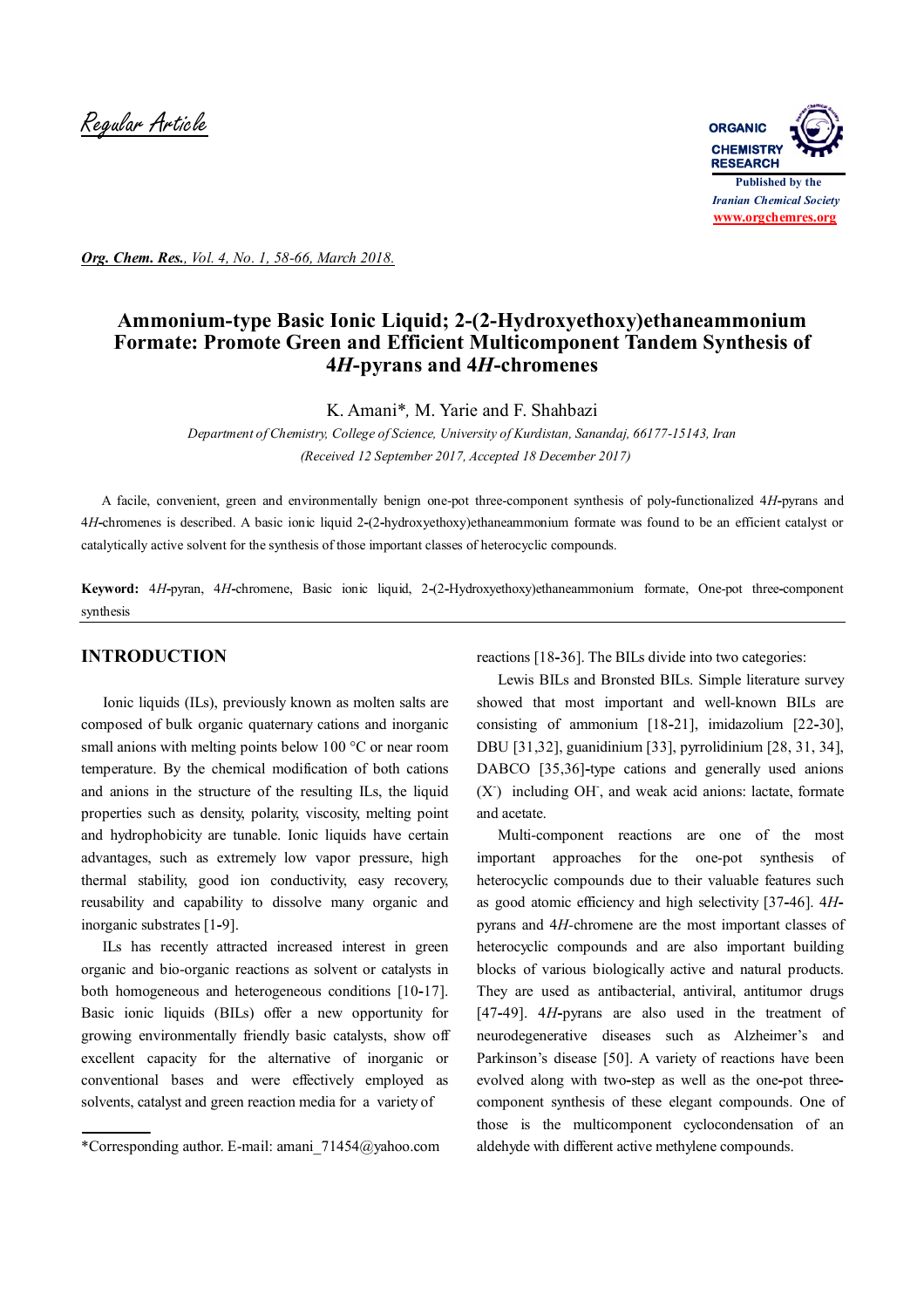Regular Article

# Ammonium-type Basic Ionic Liquid; 2-(2-Hydroxyethoxy)ethaneammonium Formate: Promote Green and Efficient Multicomponent Tandem Synthesis of 4*H*-pyrans and 4*H*-chromenes

K. Amani*, M. Yarie and F. Shahbazi

*Department of Chemistry, College of Science, University of Kurdistan, Sanandaj, 66177-15143, Iran*

*(Received 12 September 2017, Accepted 18 December 2017)*

A facile, convenient, green and environmentally benign one-pot three-component synthesis of poly-functionalized 4*H*-pyrans and 4*H*-chromenes is described. A basic ionic liquid 2-(2-hydroxyethoxy)ethaneammonium formate was found to be an efficient catalyst or catalytically active solvent for the synthesis of those important classes of heterocyclic compounds.

**Keyword:** 4*H*-pyran, 4*H*-chromene, Basic ionic liquid, 2-(2-Hydroxyethoxy)ethaneammonium formate, One-pot three-component synthesis

## INTRODUCTION

Ionic liquids (ILs), previously known as molten salts are composed of bulk organic quaternary cations and inorganic small anions with melting points below 100 °C or near room temperature. By the chemical modification of both cations and anions in the structure of the resulting ILs, the liquid properties such as density, polarity, viscosity, melting point and hydrophobicity are tunable. Ionic liquids have certain advantages, such as extremely low vapor pressure, high thermal stability, good ion conductivity, easy recovery, reusability and capability to dissolve many organic and inorganic substrates [1-9].

ILs has recently attracted increased interest in green organic and bio-organic reactions as solvent or catalysts in both homogeneous and heterogeneous conditions [10-17]. Basic ionic liquids (BILs) offer a new opportunity for growing environmentally friendly basic catalysts, show off excellent capacity for the alternative of inorganic or conventional bases and were effectively employed as solvents, catalyst and green reaction media for a variety of reactions [18-36]. The BILs divide into two categories:

Lewis BILs and Bronsted BILs. Simple literature survey showed that most important and well-known BILs are consisting of ammonium [18-21], imidazolium [22-30], DBU [31,32], guanidinium [33], pyrrolidinium [28, 31, 34], DABCO [35,36]-type cations and generally used anions ($X^-$) including $OH^-$, and weak acid anions: lactate, formate and acetate.

Multi-component reactions are one of the most important approaches for the one-pot synthesis of heterocyclic compounds due to their valuable features such as good atomic efficiency and high selectivity [37-46]. 4*H*-pyrans and 4*H*-chromene are the most important classes of heterocyclic compounds and are also important building blocks of various biologically active and natural products. They are used as antibacterial, antiviral, antitumor drugs [47-49]. 4*H*-pyrans are also used in the treatment of neurodegenerative diseases such as Alzheimer's and Parkinson's disease [50]. A variety of reactions have been evolved along with two-step as well as the one-pot three-component synthesis of these elegant compounds. One of those is the multicomponent cyclocondensation of an aldehyde with different active methylene compounds.

*Corresponding author. E-mail: amani_71454@yahoo.com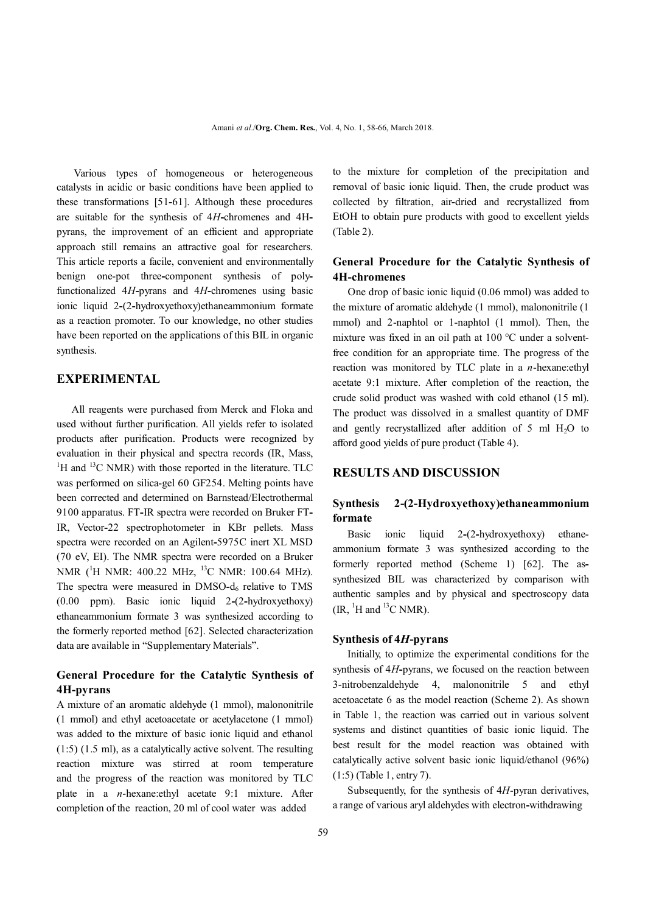Various types of homogeneous or heterogeneous catalysts in acidic or basic conditions have been applied to these transformations [51-61]. Although these procedures are suitable for the synthesis of 4*H*-chromenes and 4H-pyrans, the improvement of an efficient and appropriate approach still remains an attractive goal for researchers. This article reports a facile, convenient and environmentally benign one-pot three-component synthesis of poly-functionalized 4*H*-pyrans and 4*H*-chromenes using basic ionic liquid 2-(2-hydroxyethoxy)ethaneammonium formate as a reaction promoter. To our knowledge, no other studies have been reported on the applications of this BIL in organic synthesis.

## EXPERIMENTAL

All reagents were purchased from Merck and Floka and used without further purification. All yields refer to isolated products after purification. Products were recognized by evaluation in their physical and spectra records (IR, Mass, $^{1}$H and $^{13}$C NMR) with those reported in the literature. TLC was performed on silica-gel 60 GF254. Melting points have been corrected and determined on Barnstead/Electrothermal 9100 apparatus. FT-IR spectra were recorded on Bruker FT-IR, Vector-22 spectrophotometer in KBr pellets. Mass spectra were recorded on an Agilent-5975C inert XL MSD (70 eV, EI). The NMR spectra were recorded on a Bruker NMR ($^{1}$H NMR: 400.22 MHz, $^{13}$C NMR: 100.64 MHz). The spectra were measured in DMSO-$d_6$ relative to TMS (0.00 ppm). Basic ionic liquid 2-(2-hydroxyethoxy) ethaneammonium formate 3 was synthesized according to the formerly reported method [62]. Selected characterization data are available in "Supplementary Materials".

### General Procedure for the Catalytic Synthesis of 4H-pyrans

A mixture of an aromatic aldehyde (1 mmol), malononitrile (1 mmol) and ethyl acetoacetate or acetylacetone (1 mmol) was added to the mixture of basic ionic liquid and ethanol (1:5) (1.5 ml), as a catalytically active solvent. The resulting reaction mixture was stirred at room temperature and the progress of the reaction was monitored by TLC plate in a *n*-hexane:ethyl acetate 9:1 mixture. After completion of the reaction, 20 ml of cool water was added to the mixture for completion of the precipitation and removal of basic ionic liquid. Then, the crude product was collected by filtration, air-dried and recrystallized from EtOH to obtain pure products with good to excellent yields (Table 2).

### General Procedure for the Catalytic Synthesis of 4H-chromenes

One drop of basic ionic liquid (0.06 mmol) was added to the mixture of aromatic aldehyde (1 mmol), malononitrile (1 mmol) and 2-naphtol or 1-naphtol (1 mmol). Then, the mixture was fixed in an oil path at 100 °C under a solvent-free condition for an appropriate time. The progress of the reaction was monitored by TLC plate in a *n*-hexane:ethyl acetate 9:1 mixture. After completion of the reaction, the crude solid product was washed with cold ethanol (15 ml). The product was dissolved in a smallest quantity of DMF and gently recrystallized after addition of 5 ml $H_2O$ to afford good yields of pure product (Table 4).

## RESULTS AND DISCUSSION

### Synthesis 2-(2-Hydroxyethoxy)ethaneammonium formate

Basic ionic liquid 2-(2-hydroxyethoxy) ethane-ammonium formate 3 was synthesized according to the formerly reported method (Scheme 1) [62]. The as-synthesized BIL was characterized by comparison with authentic samples and by physical and spectroscopy data (IR, $^{1}$H and $^{13}$C NMR).

### Synthesis of 4*H*-pyrans

Initially, to optimize the experimental conditions for the synthesis of 4*H*-pyrans, we focused on the reaction between 3-nitrobenzaldehyde 4, malononitrile 5 and ethyl acetoacetate 6 as the model reaction (Scheme 2). As shown in Table 1, the reaction was carried out in various solvent systems and distinct quantities of basic ionic liquid. The best result for the model reaction was obtained with catalytically active solvent basic ionic liquid/ethanol (96%) (1:5) (Table 1, entry 7).

Subsequently, for the synthesis of 4*H*-pyran derivatives, a range of various aryl aldehydes with electron-withdrawing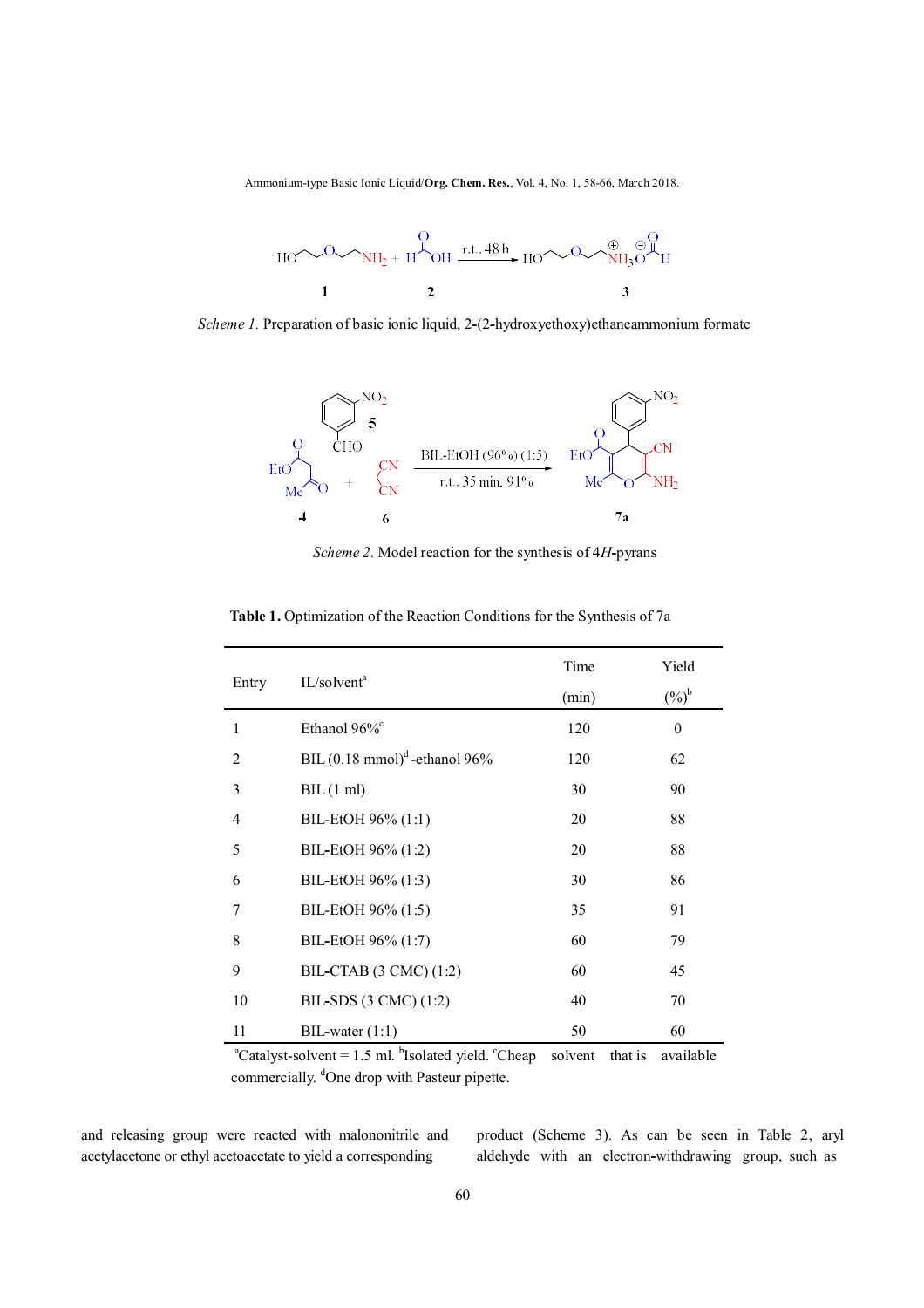*Scheme 1.* Preparation of basic ionic liquid, 2-(2-hydroxyethoxy)ethaneammonium formate

*Scheme 2.* Model reaction for the synthesis of 4*H*-pyrans

**Table 1.** Optimization of the Reaction Conditions for the Synthesis of 7a

| Entry | IL/solvent[a] | Time (min) | Yield (%)[b] |
|---|---|---|---|
| 1 | Ethanol 96%[c] | 120 | 0 |
| 2 | BIL (0.18 mmol)[d] -ethanol 96% | 120 | 62 |
| 3 | BIL (1 ml) | 30 | 90 |
| 4 | BIL-EtOH 96% (1:1) | 20 | 88 |
| 5 | BIL-EtOH 96% (1:2) | 20 | 88 |
| 6 | BIL-EtOH 96% (1:3) | 30 | 86 |
| 7 | BIL-EtOH 96% (1:5) | 35 | 91 |
| 8 | BIL-EtOH 96% (1:7) | 60 | 79 |
| 9 | BIL-CTAB (3 CMC) (1:2) | 60 | 45 |
| 10 | BIL-SDS (3 CMC) (1:2) | 40 | 70 |
| 11 | BIL-water (1:1) | 50 | 60 |

[a]Catalyst-solvent = 1.5 ml. [b]Isolated yield. [c]Cheap solvent that is available commercially. [d]One drop with Pasteur pipette.

and releasing group were reacted with malononitrile and acetylacetone or ethyl acetoacetate to yield a corresponding product (Scheme 3). As can be seen in Table 2, aryl aldehyde with an electron-withdrawing group, such as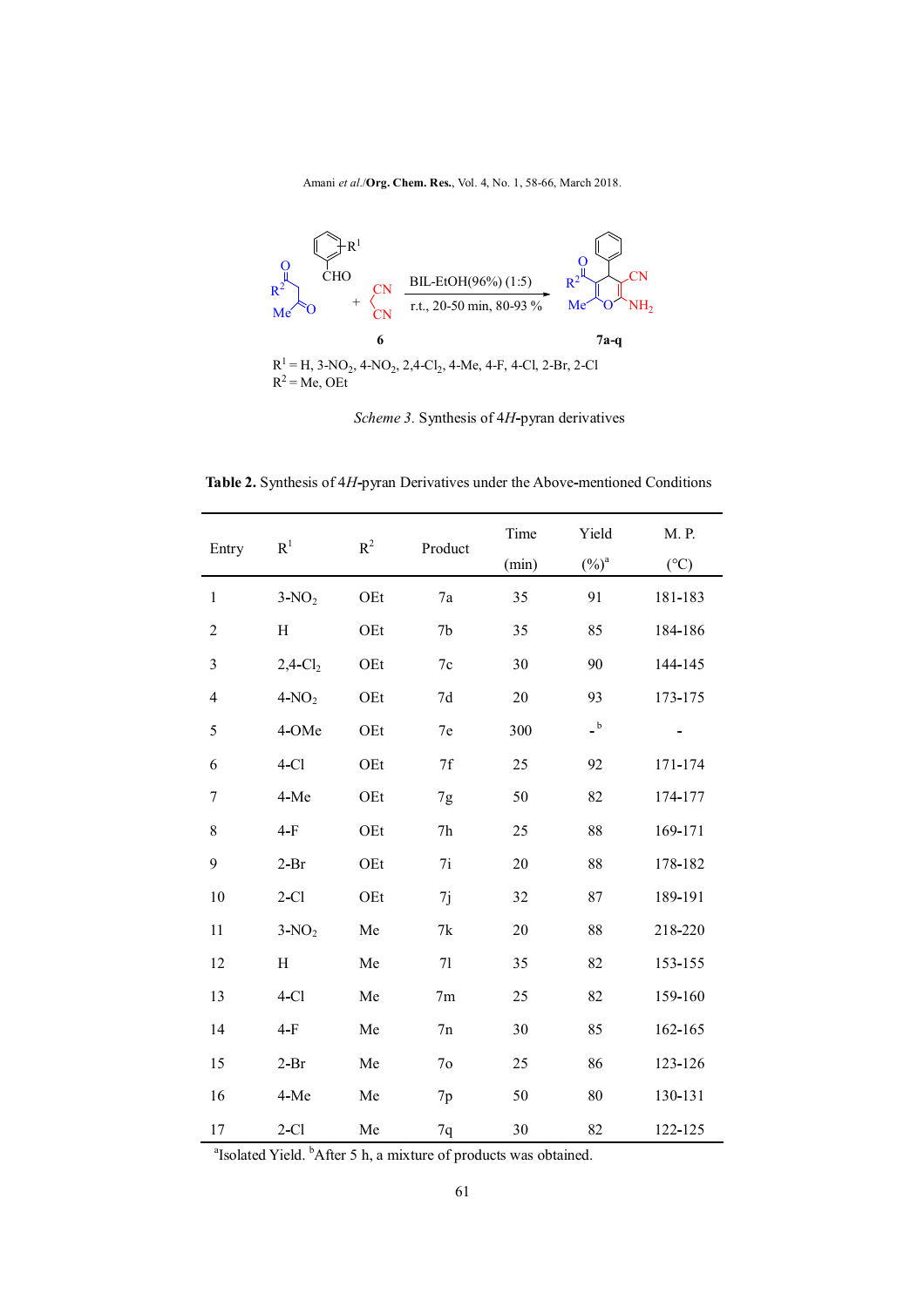R[1] = H, 3-$NO_2$, 4-$NO_2$, 2,4-$Cl_2$, 4-Me, 4-F, 4-Cl, 2-Br, 2-Cl
R[2] = Me, OEt

*Scheme 3.* Synthesis of 4*H*-pyran derivatives

**Table 2.** Synthesis of 4*H*-pyran Derivatives under the Above-mentioned Conditions

| Entry | $R^1$ | $R^2$ | Product | Time (min) | Yield (%)[a] | M. P. (°C) |
|---|---|---|---|---|---|---|
| 1 | 3-$NO_2$ | OEt | 7a | 35 | 91 | 181-183 |
| 2 | H | OEt | 7b | 35 | 85 | 184-186 |
| 3 | 2,4-$Cl_2$ | OEt | 7c | 30 | 90 | 144-145 |
| 4 | 4-$NO_2$ | OEt | 7d | 20 | 93 | 173-175 |
| 5 | 4-OMe | OEt | 7e | 300 | -[b] | - |
| 6 | 4-Cl | OEt | 7f | 25 | 92 | 171-174 |
| 7 | 4-Me | OEt | 7g | 50 | 82 | 174-177 |
| 8 | 4-F | OEt | 7h | 25 | 88 | 169-171 |
| 9 | 2-Br | OEt | 7i | 20 | 88 | 178-182 |
| 10 | 2-Cl | OEt | 7j | 32 | 87 | 189-191 |
| 11 | 3-$NO_2$ | Me | 7k | 20 | 88 | 218-220 |
| 12 | H | Me | 7l | 35 | 82 | 153-155 |
| 13 | 4-Cl | Me | 7m | 25 | 82 | 159-160 |
| 14 | 4-F | Me | 7n | 30 | 85 | 162-165 |
| 15 | 2-Br | Me | 7o | 25 | 86 | 123-126 |
| 16 | 4-Me | Me | 7p | 50 | 80 | 130-131 |
| 17 | 2-Cl | Me | 7q | 30 | 82 | 122-125 |

[a]Isolated Yield. [b]After 5 h, a mixture of products was obtained.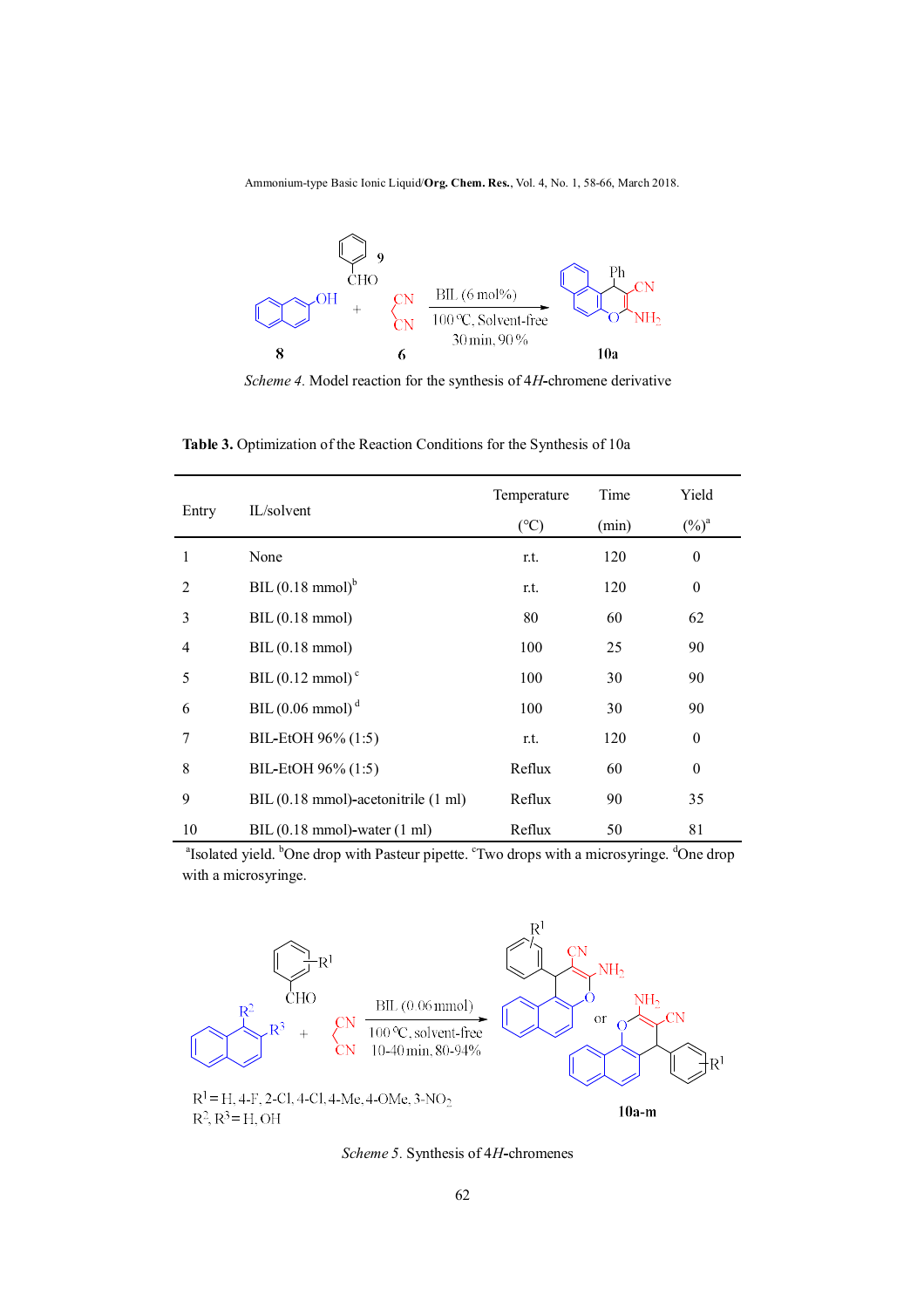*Scheme 4*. Model reaction for the synthesis of 4*H*-chromene derivative

**Table 3.** Optimization of the Reaction Conditions for the Synthesis of 10a

| Entry | IL/solvent | Temperature (°C) | Time (min) | Yield (%)[a] |
|---|---|---|---|---|
| 1 | None | r.t. | 120 | 0 |
| 2 | BIL (0.18 mmol)[b] | r.t. | 120 | 0 |
| 3 | BIL (0.18 mmol) | 80 | 60 | 62 |
| 4 | BIL (0.18 mmol) | 100 | 25 | 90 |
| 5 | BIL (0.12 mmol)[c] | 100 | 30 | 90 |
| 6 | BIL (0.06 mmol)[d] | 100 | 30 | 90 |
| 7 | BIL-EtOH 96% (1:5) | r.t. | 120 | 0 |
| 8 | BIL-EtOH 96% (1:5) | Reflux | 60 | 0 |
| 9 | BIL (0.18 mmol)-acetonitrile (1 ml) | Reflux | 90 | 35 |
| 10 | BIL (0.18 mmol)-water (1 ml) | Reflux | 50 | 81 |

[a]Isolated yield. [b]One drop with Pasteur pipette. [c]Two drops with a microsyringe. [d]One drop with a microsyringe.

*Scheme 5*. Synthesis of 4*H*-chromenes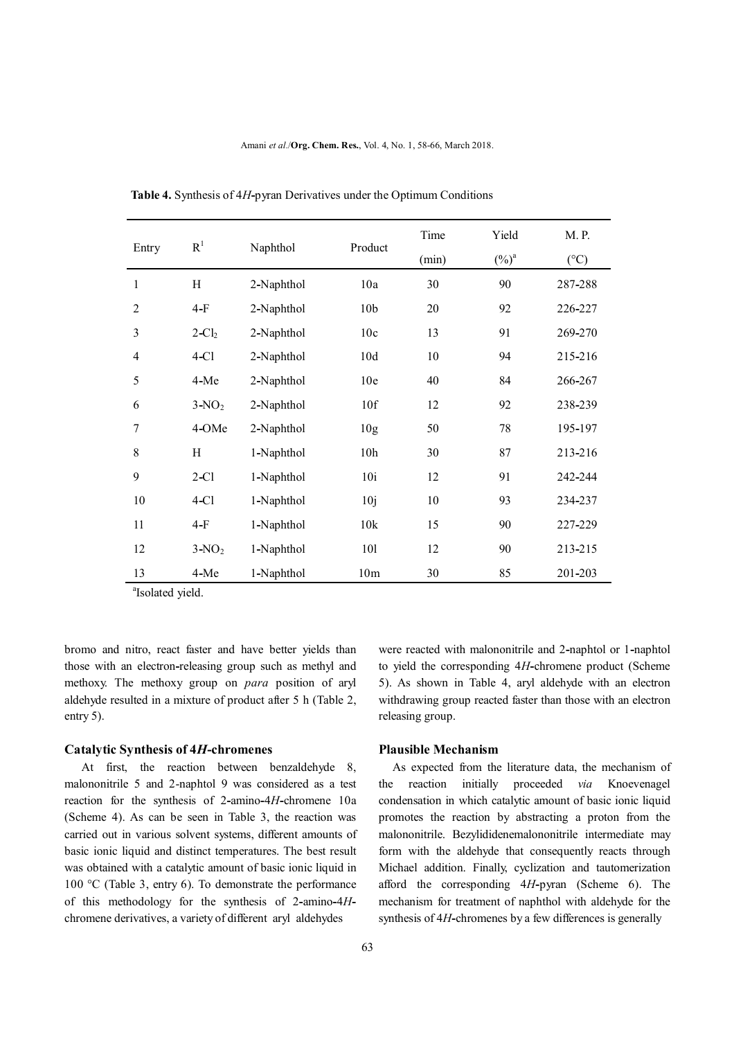**Table 4.** Synthesis of 4*H*-pyran Derivatives under the Optimum Conditions

| Entry | $R^1$ | Naphthol | Product | Time (min) | Yield (%)[a] | M. P. (°C) |
|---|---|---|---|---|---|---|
| 1 | H | 2-Naphthol | 10a | 30 | 90 | 287-288 |
| 2 | 4-F | 2-Naphthol | 10b | 20 | 92 | 226-227 |
| 3 | 2-$Cl_2$ | 2-Naphthol | 10c | 13 | 91 | 269-270 |
| 4 | 4-Cl | 2-Naphthol | 10d | 10 | 94 | 215-216 |
| 5 | 4-Me | 2-Naphthol | 10e | 40 | 84 | 266-267 |
| 6 | 3-$NO_2$ | 2-Naphthol | 10f | 12 | 92 | 238-239 |
| 7 | 4-OMe | 2-Naphthol | 10g | 50 | 78 | 195-197 |
| 8 | H | 1-Naphthol | 10h | 30 | 87 | 213-216 |
| 9 | 2-Cl | 1-Naphthol | 10i | 12 | 91 | 242-244 |
| 10 | 4-Cl | 1-Naphthol | 10j | 10 | 93 | 234-237 |
| 11 | 4-F | 1-Naphthol | 10k | 15 | 90 | 227-229 |
| 12 | 3-$NO_2$ | 1-Naphthol | 10l | 12 | 90 | 213-215 |
| 13 | 4-Me | 1-Naphthol | 10m | 30 | 85 | 201-203 |

[a]Isolated yield.

bromo and nitro, react faster and have better yields than those with an electron-releasing group such as methyl and methoxy. The methoxy group on *para* position of aryl aldehyde resulted in a mixture of product after 5 h (Table 2, entry 5).

### Catalytic Synthesis of 4*H*-chromenes

At first, the reaction between benzaldehyde 8, malononitrile 5 and 2-naphtol 9 was considered as a test reaction for the synthesis of 2-amino-4*H*-chromene 10a (Scheme 4). As can be seen in Table 3, the reaction was carried out in various solvent systems, different amounts of basic ionic liquid and distinct temperatures. The best result was obtained with a catalytic amount of basic ionic liquid in 100 °C (Table 3, entry 6). To demonstrate the performance of this methodology for the synthesis of 2-amino-4*H*-chromene derivatives, a variety of different aryl aldehydes were reacted with malononitrile and 2-naphtol or 1-naphtol to yield the corresponding 4*H*-chromene product (Scheme 5). As shown in Table 4, aryl aldehyde with an electron withdrawing group reacted faster than those with an electron releasing group.

### Plausible Mechanism

As expected from the literature data, the mechanism of the reaction initially proceeded *via* Knoevenagel condensation in which catalytic amount of basic ionic liquid promotes the reaction by abstracting a proton from the malononitrile. Bezylididenemalononitrile intermediate may form with the aldehyde that consequently reacts through Michael addition. Finally, cyclization and tautomerization afford the corresponding 4*H*-pyran (Scheme 6). The mechanism for treatment of naphthol with aldehyde for the synthesis of 4*H*-chromenes by a few differences is generally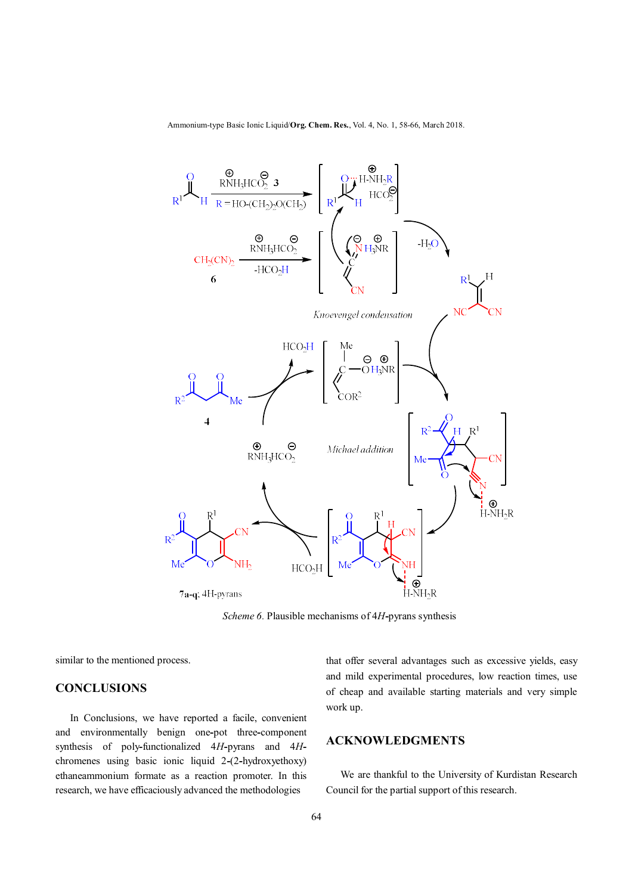*Scheme 6*. Plausible mechanisms of 4*H*-pyrans synthesis

similar to the mentioned process.

## CONCLUSIONS

In Conclusions, we have reported a facile, convenient and environmentally benign one-pot three-component synthesis of poly-functionalized 4*H*-pyrans and 4*H*-chromenes using basic ionic liquid 2-(2-hydroxyethoxy) ethaneammonium formate as a reaction promoter. In this research, we have efficaciously advanced the methodologies that offer several advantages such as excessive yields, easy and mild experimental procedures, low reaction times, use of cheap and available starting materials and very simple work up.

## ACKNOWLEDGMENTS

We are thankful to the University of Kurdistan Research Council for the partial support of this research.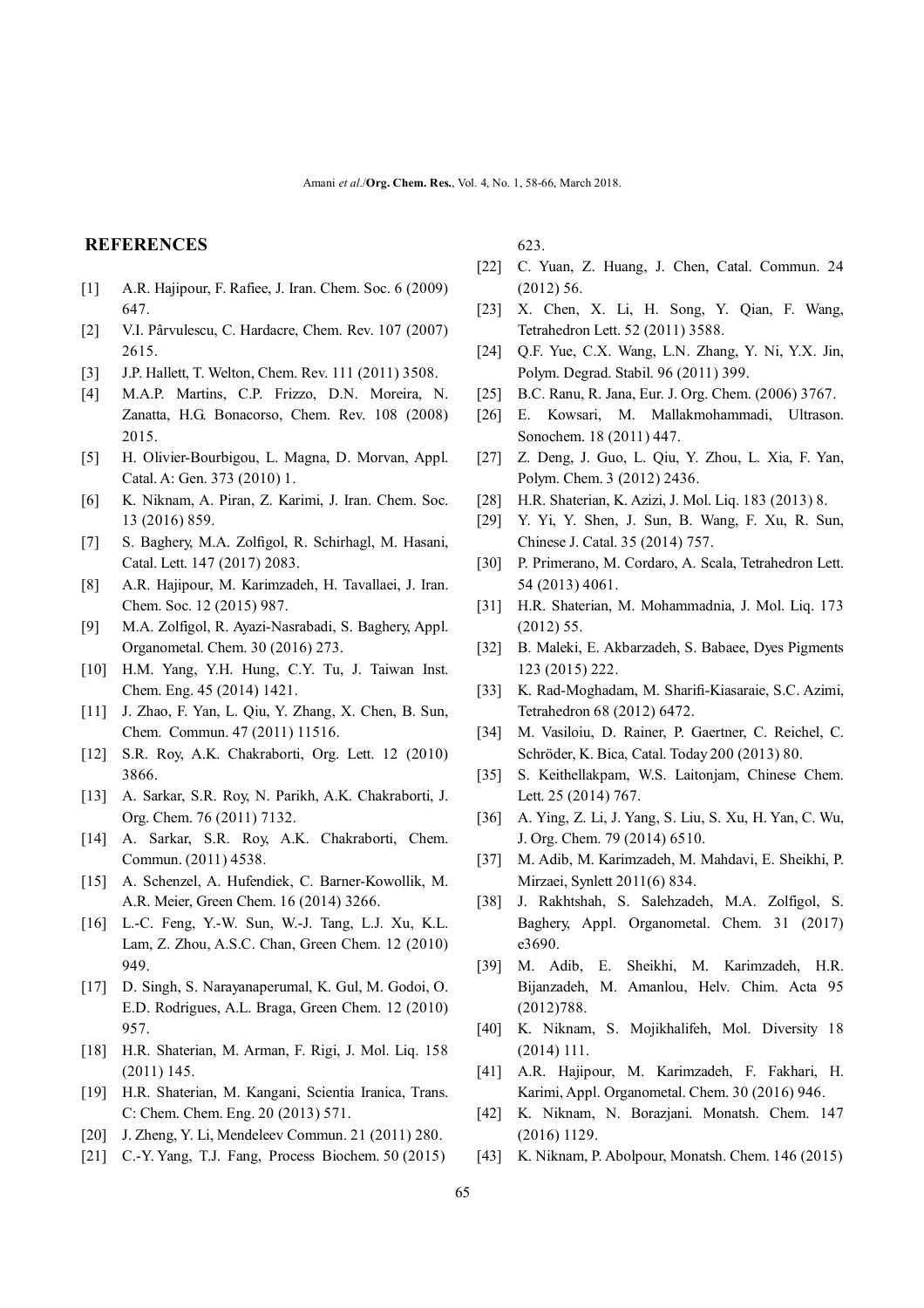## REFERENCES

[1] A.R. Hajipour, F. Rafiee, J. Iran. Chem. Soc. 6 (2009) 647.

[2] V.I. Pârvulescu, C. Hardacre, Chem. Rev. 107 (2007) 2615.

[3] J.P. Hallett, T. Welton, Chem. Rev. 111 (2011) 3508.

[4] M.A.P. Martins, C.P. Frizzo, D.N. Moreira, N. Zanatta, H.G. Bonacorso, Chem. Rev. 108 (2008) 2015.

[5] H. Olivier-Bourbigou, L. Magna, D. Morvan, Appl. Catal. A: Gen. 373 (2010) 1.

[6] K. Niknam, A. Piran, Z. Karimi, J. Iran. Chem. Soc. 13 (2016) 859.

[7] S. Baghery, M.A. Zolfigol, R. Schirhagl, M. Hasani, Catal. Lett. 147 (2017) 2083.

[8] A.R. Hajipour, M. Karimzadeh, H. Tavallaei, J. Iran. Chem. Soc. 12 (2015) 987.

[9] M.A. Zolfigol, R. Ayazi-Nasrabadi, S. Baghery, Appl. Organometal. Chem. 30 (2016) 273.

[10] H.M. Yang, Y.H. Hung, C.Y. Tu, J. Taiwan Inst. Chem. Eng. 45 (2014) 1421.

[11] J. Zhao, F. Yan, L. Qiu, Y. Zhang, X. Chen, B. Sun, Chem. Commun. 47 (2011) 11516.

[12] S.R. Roy, A.K. Chakraborti, Org. Lett. 12 (2010) 3866.

[13] A. Sarkar, S.R. Roy, N. Parikh, A.K. Chakraborti, J. Org. Chem. 76 (2011) 7132.

[14] A. Sarkar, S.R. Roy, A.K. Chakraborti, Chem. Commun. (2011) 4538.

[15] A. Schenzel, A. Hufendiek, C. Barner-Kowollik, M. A.R. Meier, Green Chem. 16 (2014) 3266.

[16] L.-C. Feng, Y.-W. Sun, W.-J. Tang, L.J. Xu, K.L. Lam, Z. Zhou, A.S.C. Chan, Green Chem. 12 (2010) 949.

[17] D. Singh, S. Narayanaperumal, K. Gul, M. Godoi, O. E.D. Rodrigues, A.L. Braga, Green Chem. 12 (2010) 957.

[18] H.R. Shaterian, M. Arman, F. Rigi, J. Mol. Liq. 158 (2011) 145.

[19] H.R. Shaterian, M. Kangani, Scientia Iranica, Trans. C: Chem. Chem. Eng. 20 (2013) 571.

[20] J. Zheng, Y. Li, Mendeleev Commun. 21 (2011) 280.

[21] C.-Y. Yang, T.J. Fang, Process Biochem. 50 (2015) 623.

[22] C. Yuan, Z. Huang, J. Chen, Catal. Commun. 24 (2012) 56.

[23] X. Chen, X. Li, H. Song, Y. Qian, F. Wang, Tetrahedron Lett. 52 (2011) 3588.

[24] Q.F. Yue, C.X. Wang, L.N. Zhang, Y. Ni, Y.X. Jin, Polym. Degrad. Stabil. 96 (2011) 399.

[25] B.C. Ranu, R. Jana, Eur. J. Org. Chem. (2006) 3767.

[26] E. Kowsari, M. Mallakmohammadi, Ultrason. Sonochem. 18 (2011) 447.

[27] Z. Deng, J. Guo, L. Qiu, Y. Zhou, L. Xia, F. Yan, Polym. Chem. 3 (2012) 2436.

[28] H.R. Shaterian, K. Azizi, J. Mol. Liq. 183 (2013) 8.

[29] Y. Yi, Y. Shen, J. Sun, B. Wang, F. Xu, R. Sun, Chinese J. Catal. 35 (2014) 757.

[30] P. Primerano, M. Cordaro, A. Scala, Tetrahedron Lett. 54 (2013) 4061.

[31] H.R. Shaterian, M. Mohammadnia, J. Mol. Liq. 173 (2012) 55.

[32] B. Maleki, E. Akbarzadeh, S. Babaee, Dyes Pigments 123 (2015) 222.

[33] K. Rad-Moghadam, M. Sharifi-Kiasaraie, S.C. Azimi, Tetrahedron 68 (2012) 6472.

[34] M. Vasiloiu, D. Rainer, P. Gaertner, C. Reichel, C. Schröder, K. Bica, Catal. Today 200 (2013) 80.

[35] S. Keithellakpam, W.S. Laitonjam, Chinese Chem. Lett. 25 (2014) 767.

[36] A. Ying, Z. Li, J. Yang, S. Liu, S. Xu, H. Yan, C. Wu, J. Org. Chem. 79 (2014) 6510.

[37] M. Adib, M. Karimzadeh, M. Mahdavi, E. Sheikhi, P. Mirzaei, Synlett 2011(6) 834.

[38] J. Rakhtshah, S. Salehzadeh, M.A. Zolfigol, S. Baghery, Appl. Organometal. Chem. 31 (2017) e3690.

[39] M. Adib, E. Sheikhi, M. Karimzadeh, H.R. Bijanzadeh, M. Amanlou, Helv. Chim. Acta 95 (2012)788.

[40] K. Niknam, S. Mojikhalifeh, Mol. Diversity 18 (2014) 111.

[41] A.R. Hajipour, M. Karimzadeh, F. Fakhari, H. Karimi, Appl. Organometal. Chem. 30 (2016) 946.

[42] K. Niknam, N. Borazjani. Monatsh. Chem. 147 (2016) 1129.

[43] K. Niknam, P. Abolpour, Monatsh. Chem. 146 (2015)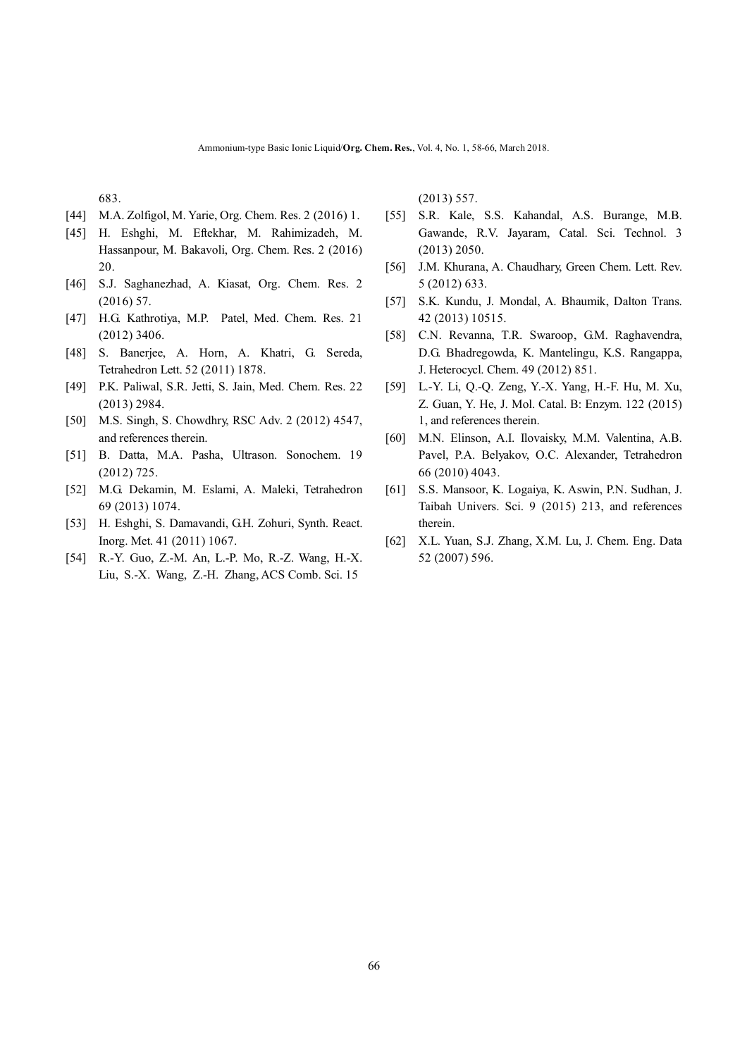683.

[44] M.A. Zolfigol, M. Yarie, Org. Chem. Res. 2 (2016) 1.

[45] H. Eshghi, M. Eftekhar, M. Rahimizadeh, M. Hassanpour, M. Bakavoli, Org. Chem. Res. 2 (2016) 20.

[46] S.J. Saghanezhad, A. Kiasat, Org. Chem. Res. 2 (2016) 57.

[47] H.G. Kathrotiya, M.P. Patel, Med. Chem. Res. 21 (2012) 3406.

[48] S. Banerjee, A. Horn, A. Khatri, G. Sereda, Tetrahedron Lett. 52 (2011) 1878.

[49] P.K. Paliwal, S.R. Jetti, S. Jain, Med. Chem. Res. 22 (2013) 2984.

[50] M.S. Singh, S. Chowdhry, RSC Adv. 2 (2012) 4547, and references therein.

[51] B. Datta, M.A. Pasha, Ultrason. Sonochem. 19 (2012) 725.

[52] M.G. Dekamin, M. Eslami, A. Maleki, Tetrahedron 69 (2013) 1074.

[53] H. Eshghi, S. Damavandi, G.H. Zohuri, Synth. React. Inorg. Met. 41 (2011) 1067.

[54] R.-Y. Guo, Z.-M. An, L.-P. Mo, R.-Z. Wang, H.-X. Liu, S.-X. Wang, Z.-H. Zhang, ACS Comb. Sci. 15 (2013) 557.

[55] S.R. Kale, S.S. Kahandal, A.S. Burange, M.B. Gawande, R.V. Jayaram, Catal. Sci. Technol. 3 (2013) 2050.

[56] J.M. Khurana, A. Chaudhary, Green Chem. Lett. Rev. 5 (2012) 633.

[57] S.K. Kundu, J. Mondal, A. Bhaumik, Dalton Trans. 42 (2013) 10515.

[58] C.N. Revanna, T.R. Swaroop, G.M. Raghavendra, D.G. Bhadregowda, K. Mantelingu, K.S. Rangappa, J. Heterocycl. Chem. 49 (2012) 851.

[59] L.-Y. Li, Q.-Q. Zeng, Y.-X. Yang, H.-F. Hu, M. Xu, Z. Guan, Y. He, J. Mol. Catal. B: Enzym. 122 (2015) 1, and references therein.

[60] M.N. Elinson, A.I. Ilovaisky, M.M. Valentina, A.B. Pavel, P.A. Belyakov, O.C. Alexander, Tetrahedron 66 (2010) 4043.

[61] S.S. Mansoor, K. Logaiya, K. Aswin, P.N. Sudhan, J. Taibah Univers. Sci. 9 (2015) 213, and references therein.

[62] X.L. Yuan, S.J. Zhang, X.M. Lu, J. Chem. Eng. Data 52 (2007) 596.